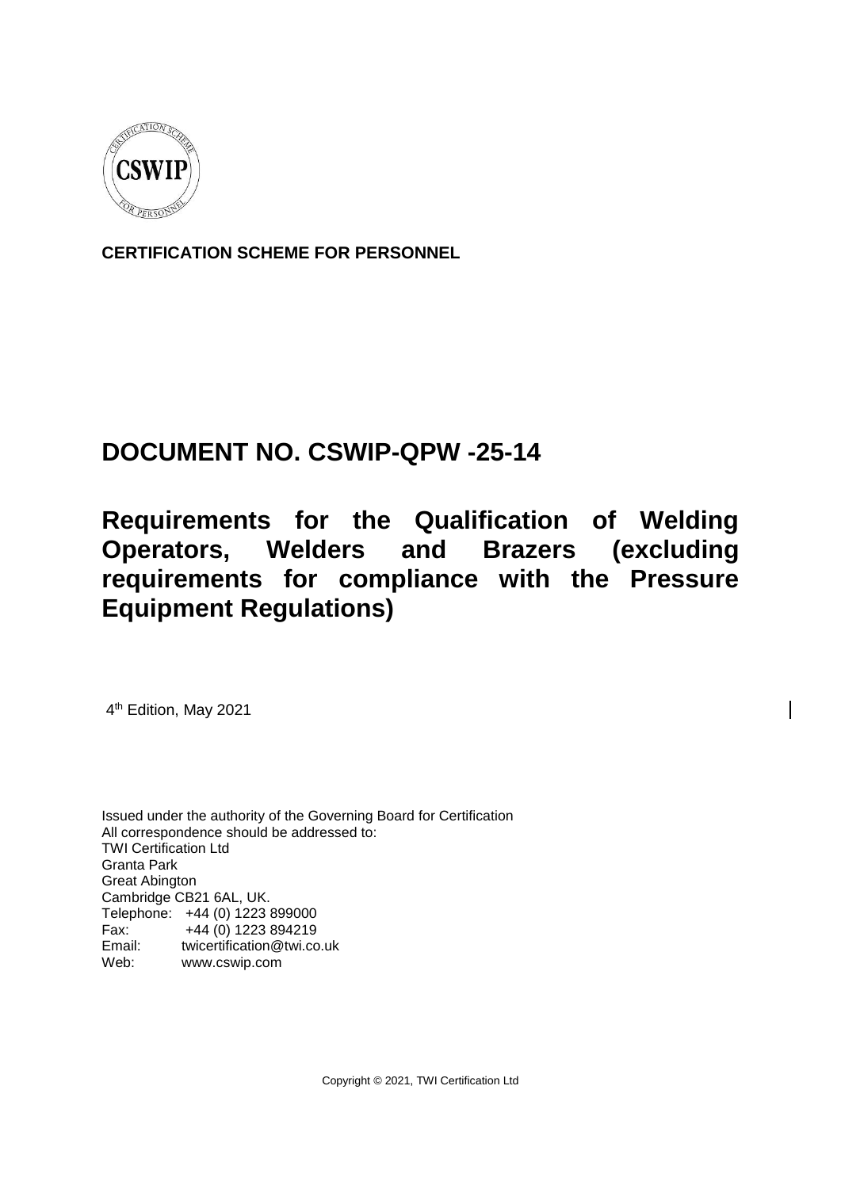**CERTIFICATION SCHEME FOR PERSONNEL**

# DOCUMENT NO. CSWIP-QPW -25-14

# Requirements for the Qualification of Welding Operators, Welders and Brazers (excluding requirements for compliance with the Pressure Equipment Regulations)

4th Edition, May 2021

Issued under the authority of the Governing Board for Certification
All correspondence should be addressed to:
TWI Certification Ltd
Granta Park
Great Abington
Cambridge CB21 6AL, UK.
Telephone: +44 (0) 1223 899000
Fax: +44 (0) 1223 894219
Email: twicertification@twi.co.uk
Web: www.cswip.com

Copyright © 2021, TWI Certification Ltd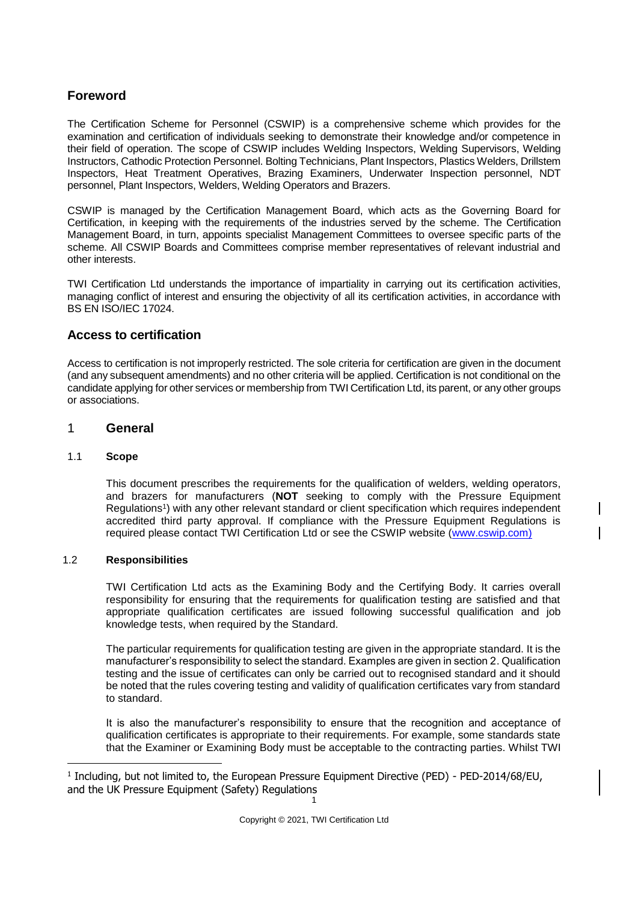## Foreword

The Certification Scheme for Personnel (CSWIP) is a comprehensive scheme which provides for the examination and certification of individuals seeking to demonstrate their knowledge and/or competence in their field of operation. The scope of CSWIP includes Welding Inspectors, Welding Supervisors, Welding Instructors, Cathodic Protection Personnel. Bolting Technicians, Plant Inspectors, Plastics Welders, Drillstem Inspectors, Heat Treatment Operatives, Brazing Examiners, Underwater Inspection personnel, NDT personnel, Plant Inspectors, Welders, Welding Operators and Brazers.

CSWIP is managed by the Certification Management Board, which acts as the Governing Board for Certification, in keeping with the requirements of the industries served by the scheme. The Certification Management Board, in turn, appoints specialist Management Committees to oversee specific parts of the scheme. All CSWIP Boards and Committees comprise member representatives of relevant industrial and other interests.

TWI Certification Ltd understands the importance of impartiality in carrying out its certification activities, managing conflict of interest and ensuring the objectivity of all its certification activities, in accordance with BS EN ISO/IEC 17024.

## Access to certification

Access to certification is not improperly restricted. The sole criteria for certification are given in the document (and any subsequent amendments) and no other criteria will be applied. Certification is not conditional on the candidate applying for other services or membership from TWI Certification Ltd, its parent, or any other groups or associations.

# 1 General

### 1.1 Scope

This document prescribes the requirements for the qualification of welders, welding operators, and brazers for manufacturers (**NOT** seeking to comply with the Pressure Equipment Regulations[1]) with any other relevant standard or client specification which requires independent accredited third party approval. If compliance with the Pressure Equipment Regulations is required please contact TWI Certification Ltd or see the CSWIP website (www.cswip.com)

### 1.2 Responsibilities

TWI Certification Ltd acts as the Examining Body and the Certifying Body. It carries overall responsibility for ensuring that the requirements for qualification testing are satisfied and that appropriate qualification certificates are issued following successful qualification and job knowledge tests, when required by the Standard.

The particular requirements for qualification testing are given in the appropriate standard. It is the manufacturer's responsibility to select the standard. Examples are given in section 2. Qualification testing and the issue of certificates can only be carried out to recognised standard and it should be noted that the rules covering testing and validity of qualification certificates vary from standard to standard.

It is also the manufacturer's responsibility to ensure that the recognition and acceptance of qualification certificates is appropriate to their requirements. For example, some standards state that the Examiner or Examining Body must be acceptable to the contracting parties. Whilst TWI

[1] Including, but not limited to, the European Pressure Equipment Directive (PED) - PED-2014/68/EU, and the UK Pressure Equipment (Safety) Regulations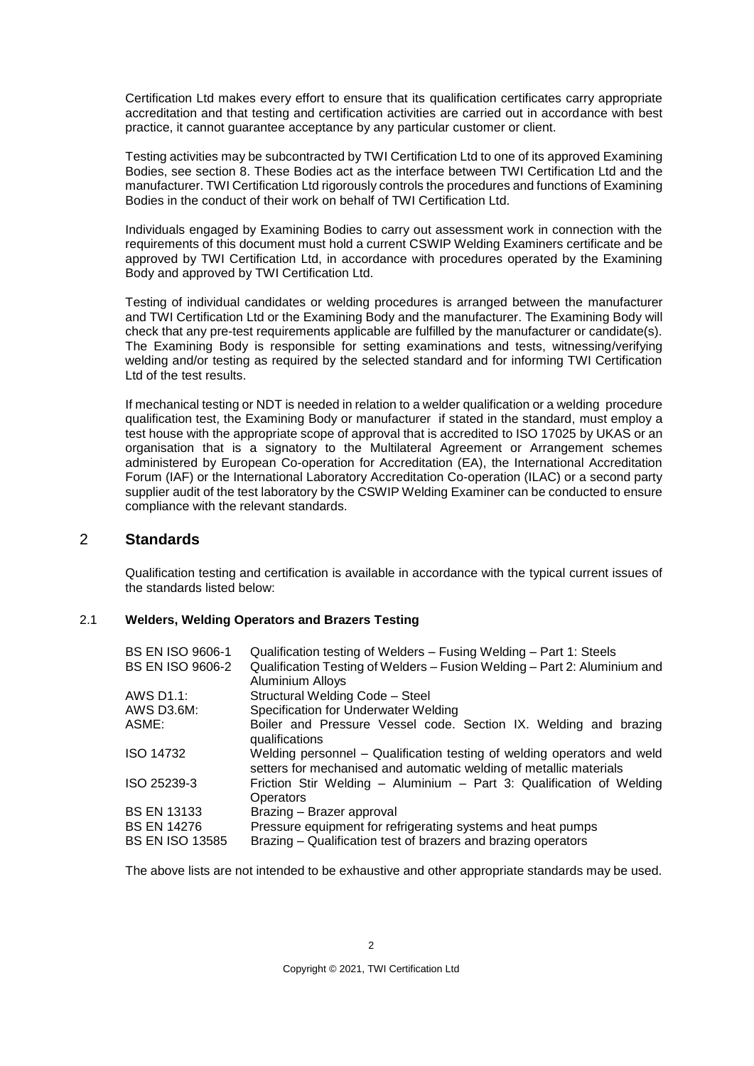Certification Ltd makes every effort to ensure that its qualification certificates carry appropriate accreditation and that testing and certification activities are carried out in accordance with best practice, it cannot guarantee acceptance by any particular customer or client.

Testing activities may be subcontracted by TWI Certification Ltd to one of its approved Examining Bodies, see section 8. These Bodies act as the interface between TWI Certification Ltd and the manufacturer. TWI Certification Ltd rigorously controls the procedures and functions of Examining Bodies in the conduct of their work on behalf of TWI Certification Ltd.

Individuals engaged by Examining Bodies to carry out assessment work in connection with the requirements of this document must hold a current CSWIP Welding Examiners certificate and be approved by TWI Certification Ltd, in accordance with procedures operated by the Examining Body and approved by TWI Certification Ltd.

Testing of individual candidates or welding procedures is arranged between the manufacturer and TWI Certification Ltd or the Examining Body and the manufacturer. The Examining Body will check that any pre-test requirements applicable are fulfilled by the manufacturer or candidate(s). The Examining Body is responsible for setting examinations and tests, witnessing/verifying welding and/or testing as required by the selected standard and for informing TWI Certification Ltd of the test results.

If mechanical testing or NDT is needed in relation to a welder qualification or a welding procedure qualification test, the Examining Body or manufacturer if stated in the standard, must employ a test house with the appropriate scope of approval that is accredited to ISO 17025 by UKAS or an organisation that is a signatory to the Multilateral Agreement or Arrangement schemes administered by European Co-operation for Accreditation (EA), the International Accreditation Forum (IAF) or the International Laboratory Accreditation Co-operation (ILAC) or a second party supplier audit of the test laboratory by the CSWIP Welding Examiner can be conducted to ensure compliance with the relevant standards.

## 2 Standards

Qualification testing and certification is available in accordance with the typical current issues of the standards listed below:

### 2.1 Welders, Welding Operators and Brazers Testing

| | |
|---|---|
| BS EN ISO 9606-1 | Qualification testing of Welders – Fusing Welding – Part 1: Steels |
| BS EN ISO 9606-2 | Qualification Testing of Welders – Fusion Welding – Part 2: Aluminium and Aluminium Alloys |
| AWS D1.1: | Structural Welding Code – Steel |
| AWS D3.6M: | Specification for Underwater Welding |
| ASME: | Boiler and Pressure Vessel code. Section IX. Welding and brazing qualifications |
| ISO 14732 | Welding personnel – Qualification testing of welding operators and weld setters for mechanised and automatic welding of metallic materials |
| ISO 25239-3 | Friction Stir Welding – Aluminium – Part 3: Qualification of Welding Operators |
| BS EN 13133 | Brazing – Brazer approval |
| BS EN 14276 | Pressure equipment for refrigerating systems and heat pumps |
| BS EN ISO 13585 | Brazing – Qualification test of brazers and brazing operators |

The above lists are not intended to be exhaustive and other appropriate standards may be used.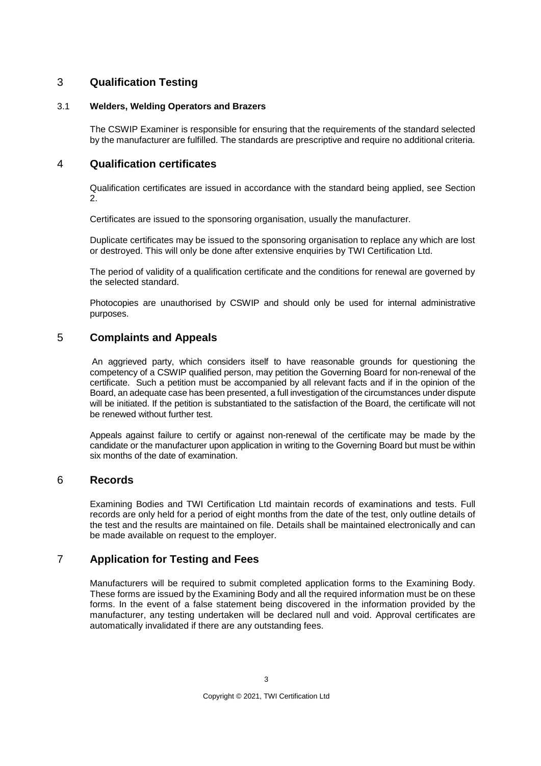# 3 Qualification Testing

### 3.1 Welders, Welding Operators and Brazers

The CSWIP Examiner is responsible for ensuring that the requirements of the standard selected by the manufacturer are fulfilled. The standards are prescriptive and require no additional criteria.

# 4 Qualification certificates

Qualification certificates are issued in accordance with the standard being applied, see Section 2.

Certificates are issued to the sponsoring organisation, usually the manufacturer.

Duplicate certificates may be issued to the sponsoring organisation to replace any which are lost or destroyed. This will only be done after extensive enquiries by TWI Certification Ltd.

The period of validity of a qualification certificate and the conditions for renewal are governed by the selected standard.

Photocopies are unauthorised by CSWIP and should only be used for internal administrative purposes.

# 5 Complaints and Appeals

An aggrieved party, which considers itself to have reasonable grounds for questioning the competency of a CSWIP qualified person, may petition the Governing Board for non-renewal of the certificate. Such a petition must be accompanied by all relevant facts and if in the opinion of the Board, an adequate case has been presented, a full investigation of the circumstances under dispute will be initiated. If the petition is substantiated to the satisfaction of the Board, the certificate will not be renewed without further test.

Appeals against failure to certify or against non-renewal of the certificate may be made by the candidate or the manufacturer upon application in writing to the Governing Board but must be within six months of the date of examination.

# 6 Records

Examining Bodies and TWI Certification Ltd maintain records of examinations and tests. Full records are only held for a period of eight months from the date of the test, only outline details of the test and the results are maintained on file. Details shall be maintained electronically and can be made available on request to the employer.

# 7 Application for Testing and Fees

Manufacturers will be required to submit completed application forms to the Examining Body. These forms are issued by the Examining Body and all the required information must be on these forms. In the event of a false statement being discovered in the information provided by the manufacturer, any testing undertaken will be declared null and void. Approval certificates are automatically invalidated if there are any outstanding fees.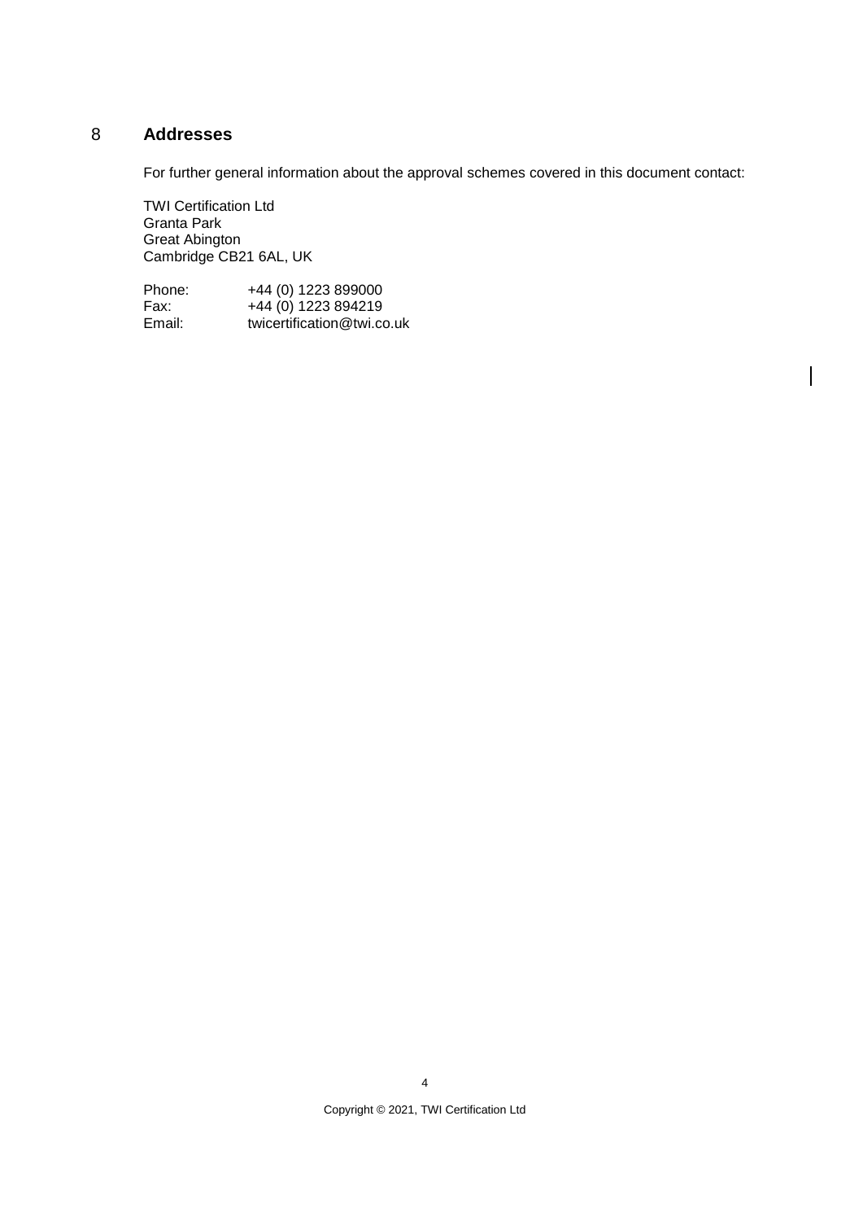## 8 Addresses

For further general information about the approval schemes covered in this document contact:

TWI Certification Ltd
Granta Park
Great Abington
Cambridge CB21 6AL, UK

| | |
|---|---|
| Phone: | +44 (0) 1223 899000 |
| Fax: | +44 (0) 1223 894219 |
| Email: | twicertification@twi.co.uk |

Copyright © 2021, TWI Certification Ltd